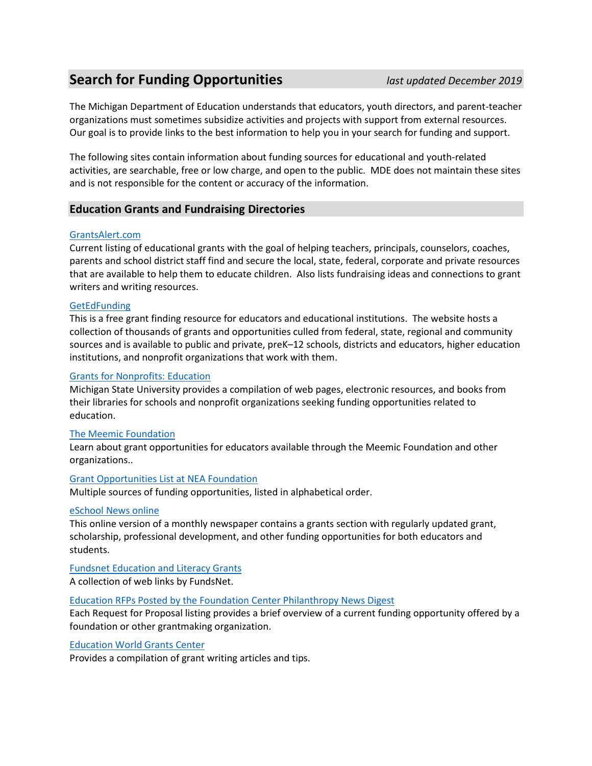# Search for Funding Opportunities

*last updated December 2019*

The Michigan Department of Education understands that educators, youth directors, and parent-teacher organizations must sometimes subsidize activities and projects with support from external resources. Our goal is to provide links to the best information to help you in your search for funding and support.

The following sites contain information about funding sources for educational and youth-related activities, are searchable, free or low charge, and open to the public. MDE does not maintain these sites and is not responsible for the content or accuracy of the information.

## Education Grants and Fundraising Directories

GrantsAlert.com

Current listing of educational grants with the goal of helping teachers, principals, counselors, coaches, parents and school district staff find and secure the local, state, federal, corporate and private resources that are available to help them to educate children. Also lists fundraising ideas and connections to grant writers and writing resources.

GetEdFunding

This is a free grant finding resource for educators and educational institutions. The website hosts a collection of thousands of grants and opportunities culled from federal, state, regional and community sources and is available to public and private, preK–12 schools, districts and educators, higher education institutions, and nonprofit organizations that work with them.

Grants for Nonprofits: Education

Michigan State University provides a compilation of web pages, electronic resources, and books from their libraries for schools and nonprofit organizations seeking funding opportunities related to education.

The Meemic Foundation

Learn about grant opportunities for educators available through the Meemic Foundation and other organizations..

Grant Opportunities List at NEA Foundation

Multiple sources of funding opportunities, listed in alphabetical order.

eSchool News online

This online version of a monthly newspaper contains a grants section with regularly updated grant, scholarship, professional development, and other funding opportunities for both educators and students.

Fundsnet Education and Literacy Grants

A collection of web links by FundsNet.

Education RFPs Posted by the Foundation Center Philanthropy News Digest

Each Request for Proposal listing provides a brief overview of a current funding opportunity offered by a foundation or other grantmaking organization.

Education World Grants Center

Provides a compilation of grant writing articles and tips.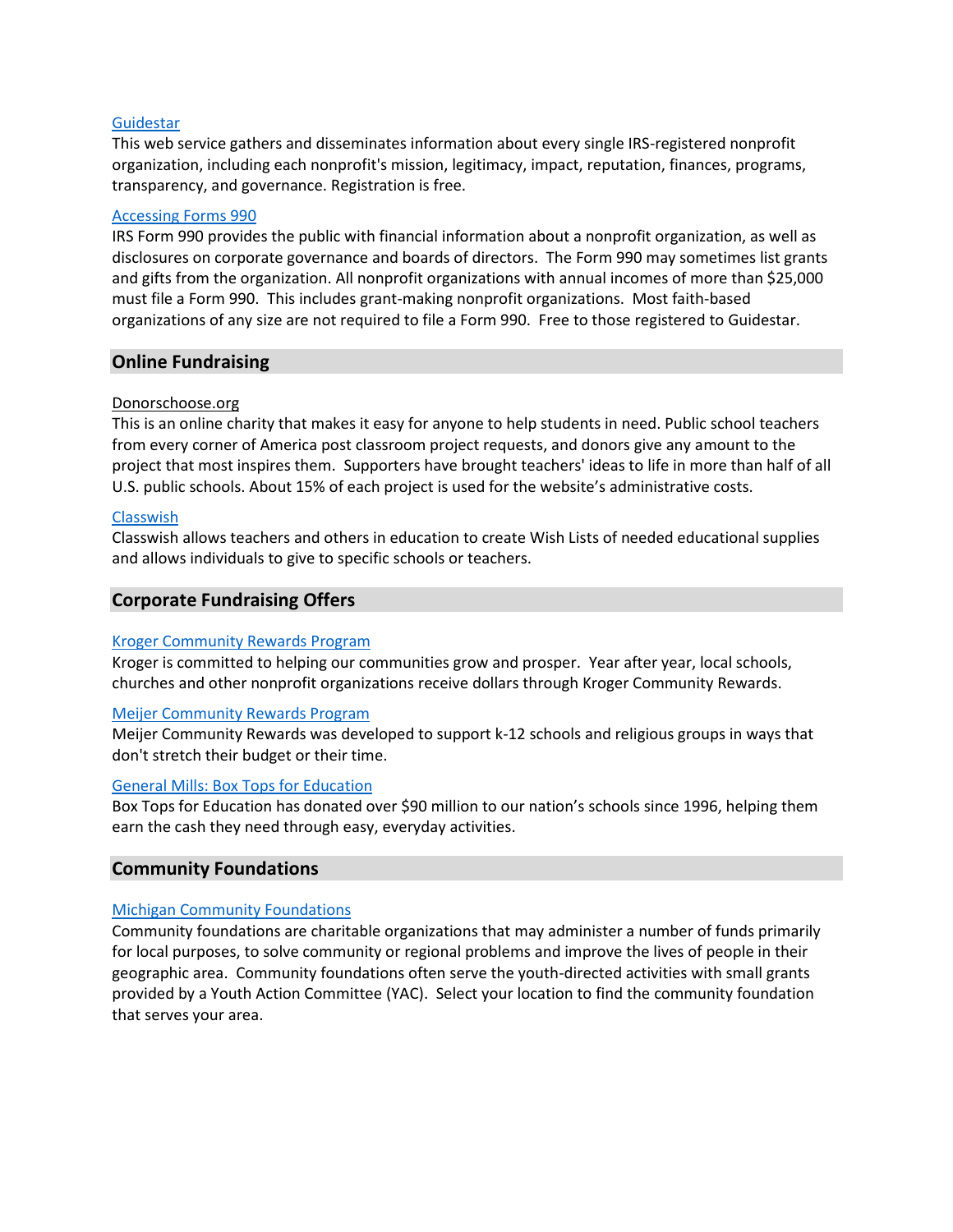[Guidestar]

This web service gathers and disseminates information about every single IRS-registered nonprofit organization, including each nonprofit's mission, legitimacy, impact, reputation, finances, programs, transparency, and governance. Registration is free.

[Accessing Forms 990]

IRS Form 990 provides the public with financial information about a nonprofit organization, as well as disclosures on corporate governance and boards of directors. The Form 990 may sometimes list grants and gifts from the organization. All nonprofit organizations with annual incomes of more than $25,000 must file a Form 990. This includes grant-making nonprofit organizations. Most faith-based organizations of any size are not required to file a Form 990. Free to those registered to Guidestar.

## Online Fundraising

Donorschoose.org

This is an online charity that makes it easy for anyone to help students in need. Public school teachers from every corner of America post classroom project requests, and donors give any amount to the project that most inspires them. Supporters have brought teachers' ideas to life in more than half of all U.S. public schools. About 15% of each project is used for the website's administrative costs.

[Classwish]

Classwish allows teachers and others in education to create Wish Lists of needed educational supplies and allows individuals to give to specific schools or teachers.

## Corporate Fundraising Offers

[Kroger Community Rewards Program]

Kroger is committed to helping our communities grow and prosper. Year after year, local schools, churches and other nonprofit organizations receive dollars through Kroger Community Rewards.

[Meijer Community Rewards Program]

Meijer Community Rewards was developed to support k-12 schools and religious groups in ways that don't stretch their budget or their time.

[General Mills: Box Tops for Education]

Box Tops for Education has donated over $90 million to our nation's schools since 1996, helping them earn the cash they need through easy, everyday activities.

## Community Foundations

[Michigan Community Foundations]

Community foundations are charitable organizations that may administer a number of funds primarily for local purposes, to solve community or regional problems and improve the lives of people in their geographic area. Community foundations often serve the youth-directed activities with small grants provided by a Youth Action Committee (YAC). Select your location to find the community foundation that serves your area.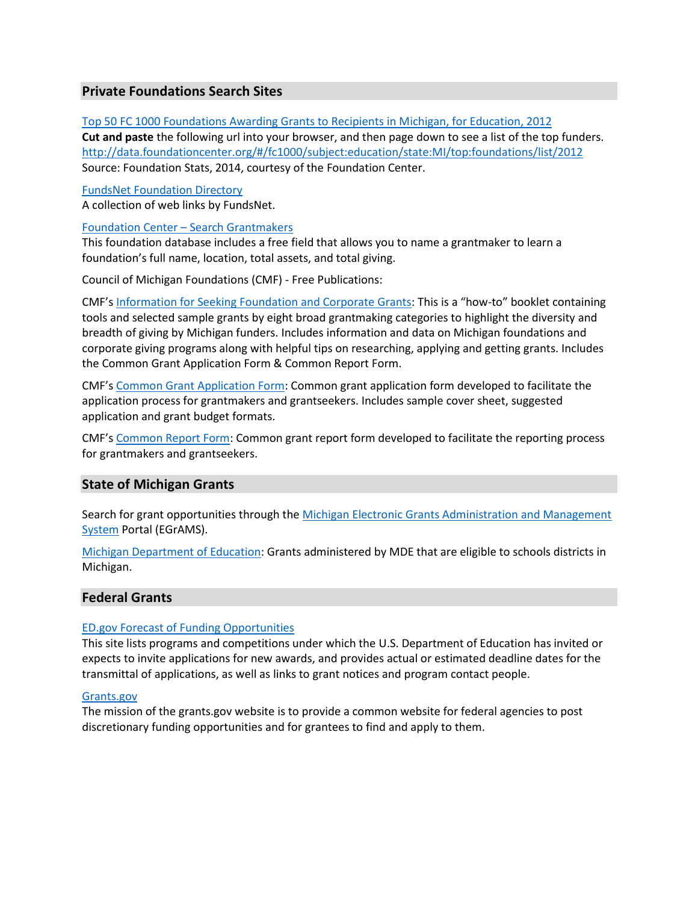## Private Foundations Search Sites

Top 50 FC 1000 Foundations Awarding Grants to Recipients in Michigan, for Education, 2012
**Cut and paste** the following url into your browser, and then page down to see a list of the top funders.
http://data.foundationcenter.org/#/fc1000/subject:education/state:MI/top:foundations/list/2012
Source: Foundation Stats, 2014, courtesy of the Foundation Center.

FundsNet Foundation Directory
A collection of web links by FundsNet.

Foundation Center – Search Grantmakers
This foundation database includes a free field that allows you to name a grantmaker to learn a foundation's full name, location, total assets, and total giving.

Council of Michigan Foundations (CMF) - Free Publications:

CMF's Information for Seeking Foundation and Corporate Grants: This is a "how-to" booklet containing tools and selected sample grants by eight broad grantmaking categories to highlight the diversity and breadth of giving by Michigan funders. Includes information and data on Michigan foundations and corporate giving programs along with helpful tips on researching, applying and getting grants. Includes the Common Grant Application Form & Common Report Form.

CMF's Common Grant Application Form: Common grant application form developed to facilitate the application process for grantmakers and grantseekers. Includes sample cover sheet, suggested application and grant budget formats.

CMF's Common Report Form: Common grant report form developed to facilitate the reporting process for grantmakers and grantseekers.

## State of Michigan Grants

Search for grant opportunities through the Michigan Electronic Grants Administration and Management System Portal (EGrAMS).

Michigan Department of Education: Grants administered by MDE that are eligible to schools districts in Michigan.

## Federal Grants

ED.gov Forecast of Funding Opportunities
This site lists programs and competitions under which the U.S. Department of Education has invited or expects to invite applications for new awards, and provides actual or estimated deadline dates for the transmittal of applications, as well as links to grant notices and program contact people.

Grants.gov
The mission of the grants.gov website is to provide a common website for federal agencies to post discretionary funding opportunities and for grantees to find and apply to them.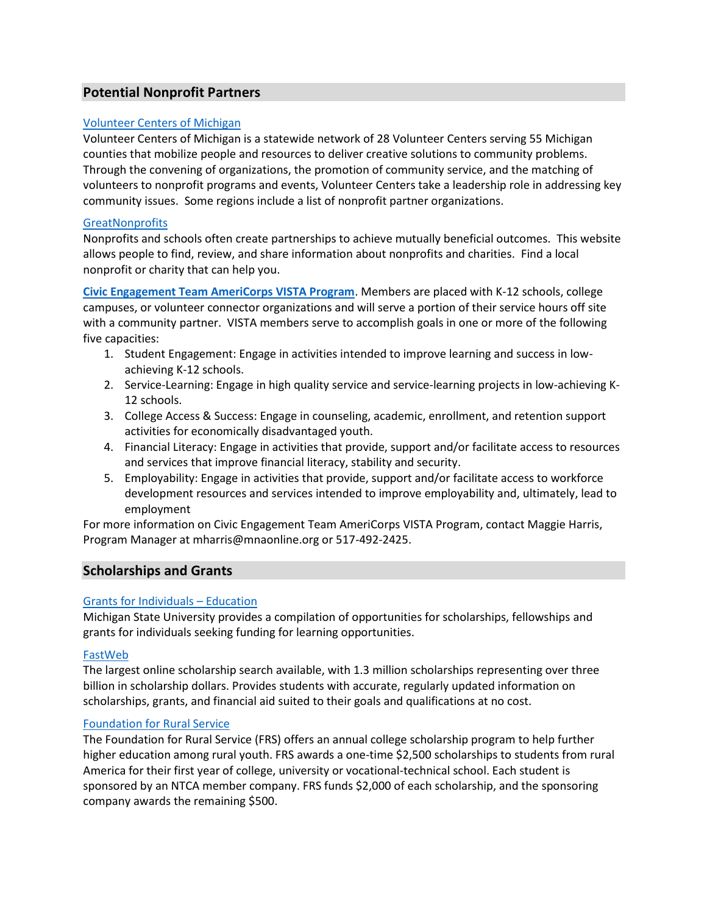## Potential Nonprofit Partners

Volunteer Centers of Michigan

Volunteer Centers of Michigan is a statewide network of 28 Volunteer Centers serving 55 Michigan counties that mobilize people and resources to deliver creative solutions to community problems. Through the convening of organizations, the promotion of community service, and the matching of volunteers to nonprofit programs and events, Volunteer Centers take a leadership role in addressing key community issues. Some regions include a list of nonprofit partner organizations.

GreatNonprofits

Nonprofits and schools often create partnerships to achieve mutually beneficial outcomes. This website allows people to find, review, and share information about nonprofits and charities. Find a local nonprofit or charity that can help you.

**Civic Engagement Team AmeriCorps VISTA Program**. Members are placed with K-12 schools, college campuses, or volunteer connector organizations and will serve a portion of their service hours off site with a community partner. VISTA members serve to accomplish goals in one or more of the following five capacities:

1. Student Engagement: Engage in activities intended to improve learning and success in low-achieving K-12 schools.
2. Service-Learning: Engage in high quality service and service-learning projects in low-achieving K-12 schools.
3. College Access & Success: Engage in counseling, academic, enrollment, and retention support activities for economically disadvantaged youth.
4. Financial Literacy: Engage in activities that provide, support and/or facilitate access to resources and services that improve financial literacy, stability and security.
5. Employability: Engage in activities that provide, support and/or facilitate access to workforce development resources and services intended to improve employability and, ultimately, lead to employment

For more information on Civic Engagement Team AmeriCorps VISTA Program, contact Maggie Harris, Program Manager at mharris@mnaonline.org or 517-492-2425.

## Scholarships and Grants

Grants for Individuals – Education

Michigan State University provides a compilation of opportunities for scholarships, fellowships and grants for individuals seeking funding for learning opportunities.

FastWeb

The largest online scholarship search available, with 1.3 million scholarships representing over three billion in scholarship dollars. Provides students with accurate, regularly updated information on scholarships, grants, and financial aid suited to their goals and qualifications at no cost.

Foundation for Rural Service

The Foundation for Rural Service (FRS) offers an annual college scholarship program to help further higher education among rural youth. FRS awards a one-time $2,500 scholarships to students from rural America for their first year of college, university or vocational-technical school. Each student is sponsored by an NTCA member company. FRS funds $2,000 of each scholarship, and the sponsoring company awards the remaining $500.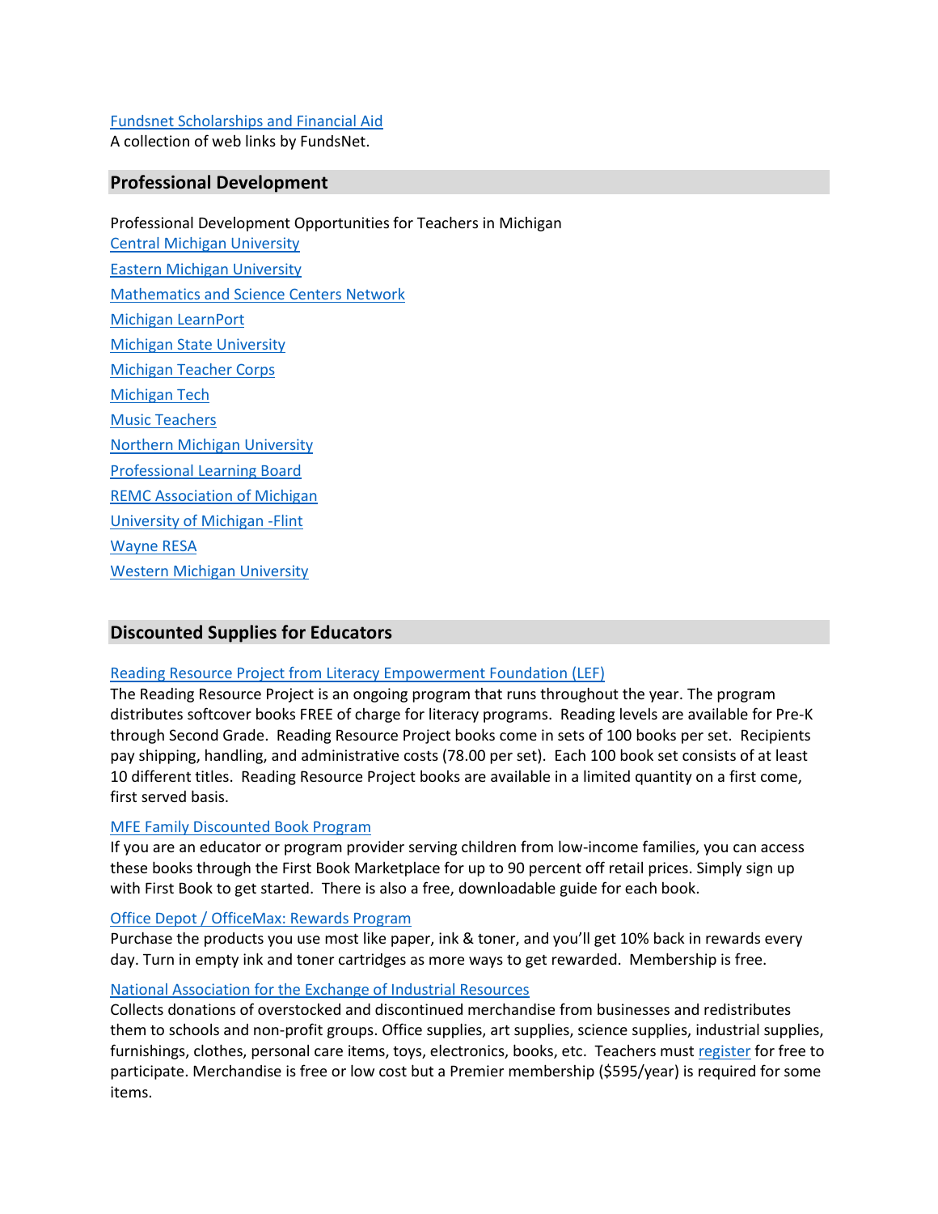Fundsnet Scholarships and Financial Aid
A collection of web links by FundsNet.

## Professional Development

Professional Development Opportunities for Teachers in Michigan

Central Michigan University

Eastern Michigan University

Mathematics and Science Centers Network

Michigan LearnPort

Michigan State University

Michigan Teacher Corps

Michigan Tech

Music Teachers

Northern Michigan University

Professional Learning Board

REMC Association of Michigan

University of Michigan -Flint

Wayne RESA

Western Michigan University

## Discounted Supplies for Educators

Reading Resource Project from Literacy Empowerment Foundation (LEF)
The Reading Resource Project is an ongoing program that runs throughout the year. The program distributes softcover books FREE of charge for literacy programs. Reading levels are available for Pre-K through Second Grade. Reading Resource Project books come in sets of 100 books per set. Recipients pay shipping, handling, and administrative costs (78.00 per set). Each 100 book set consists of at least 10 different titles. Reading Resource Project books are available in a limited quantity on a first come, first served basis.

MFE Family Discounted Book Program
If you are an educator or program provider serving children from low-income families, you can access these books through the First Book Marketplace for up to 90 percent off retail prices. Simply sign up with First Book to get started. There is also a free, downloadable guide for each book.

Office Depot / OfficeMax: Rewards Program
Purchase the products you use most like paper, ink & toner, and you'll get 10% back in rewards every day. Turn in empty ink and toner cartridges as more ways to get rewarded. Membership is free.

National Association for the Exchange of Industrial Resources
Collects donations of overstocked and discontinued merchandise from businesses and redistributes them to schools and non-profit groups. Office supplies, art supplies, science supplies, industrial supplies, furnishings, clothes, personal care items, toys, electronics, books, etc. Teachers must register for free to participate. Merchandise is free or low cost but a Premier membership ($595/year) is required for some items.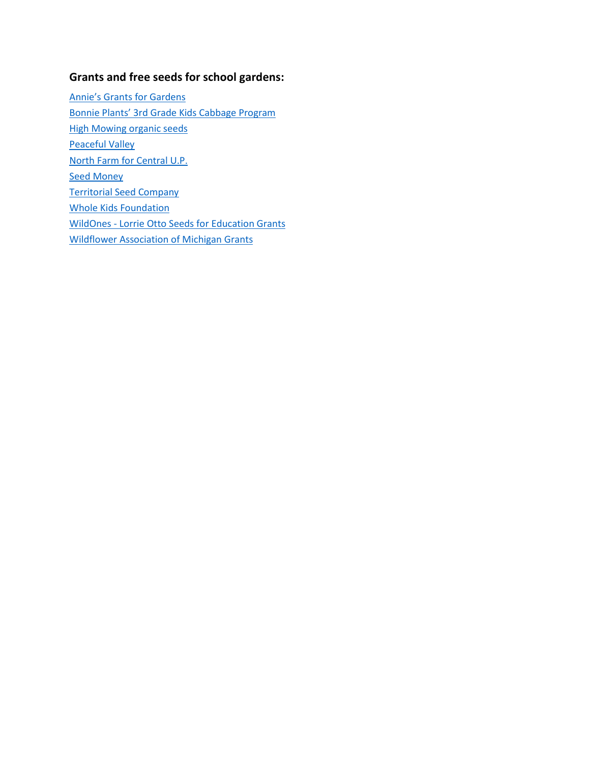### Grants and free seeds for school gardens:

Annie's Grants for Gardens

Bonnie Plants' 3rd Grade Kids Cabbage Program

High Mowing organic seeds

Peaceful Valley

North Farm for Central U.P.

Seed Money

Territorial Seed Company

Whole Kids Foundation

WildOnes - Lorrie Otto Seeds for Education Grants

Wildflower Association of Michigan Grants